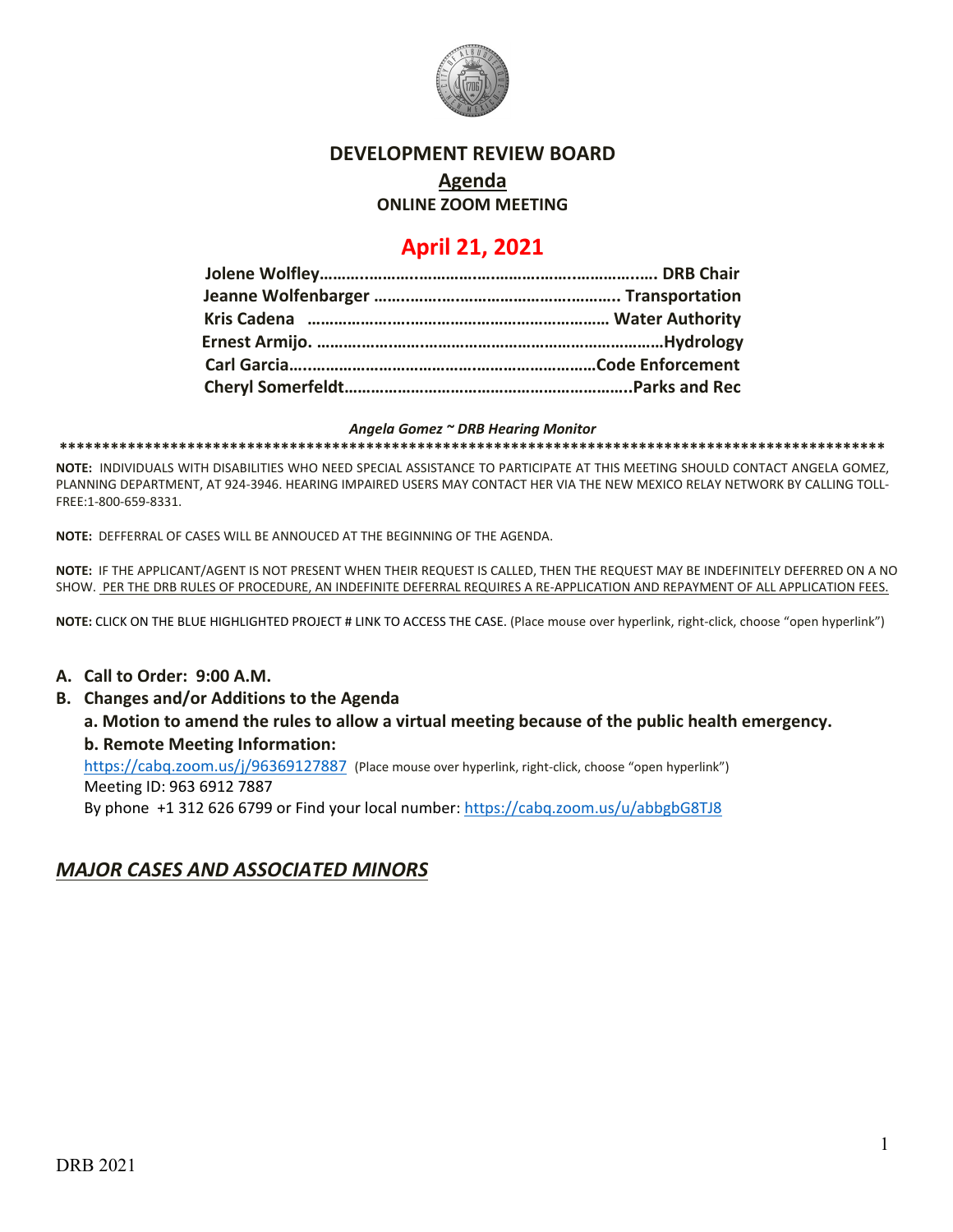# DEVELOPMENT REVIEW BOARD

## Agenda

**ONLINE ZOOM MEETING**

## April 21, 2021

**Jolene Wolfley……………………………………………………………… DRB Chair**
**Jeanne Wolfenbarger ……………………………………………….. Transportation**
**Kris Cadena ………………………………………………………… Water Authority**
**Ernest Armijo. ………………………………………………………………Hydrology**
**Carl Garcia………………………………………………………Code Enforcement**
**Cheryl Somerfeldt………………………………………………………..Parks and Rec**

***Angela Gomez ~ DRB Hearing Monitor***

**NOTE:** INDIVIDUALS WITH DISABILITIES WHO NEED SPECIAL ASSISTANCE TO PARTICIPATE AT THIS MEETING SHOULD CONTACT ANGELA GOMEZ, PLANNING DEPARTMENT, AT 924-3946. HEARING IMPAIRED USERS MAY CONTACT HER VIA THE NEW MEXICO RELAY NETWORK BY CALLING TOLL-FREE:1-800-659-8331.

**NOTE:** DEFFERRAL OF CASES WILL BE ANNOUCED AT THE BEGINNING OF THE AGENDA.

**NOTE:** IF THE APPLICANT/AGENT IS NOT PRESENT WHEN THEIR REQUEST IS CALLED, THEN THE REQUEST MAY BE INDEFINITELY DEFERRED ON A NO SHOW. PER THE DRB RULES OF PROCEDURE, AN INDEFINITE DEFERRAL REQUIRES A RE-APPLICATION AND REPAYMENT OF ALL APPLICATION FEES.

**NOTE:** CLICK ON THE BLUE HIGHLIGHTED PROJECT # LINK TO ACCESS THE CASE. (Place mouse over hyperlink, right-click, choose "open hyperlink")

**A. Call to Order: 9:00 A.M.**

**B. Changes and/or Additions to the Agenda**

**a. Motion to amend the rules to allow a virtual meeting because of the public health emergency.**

**b. Remote Meeting Information:**

https://cabq.zoom.us/j/96369127887 (Place mouse over hyperlink, right-click, choose "open hyperlink")
Meeting ID: 963 6912 7887
By phone +1 312 626 6799 or Find your local number: https://cabq.zoom.us/u/abbgbG8TJ8

## ***MAJOR CASES AND ASSOCIATED MINORS***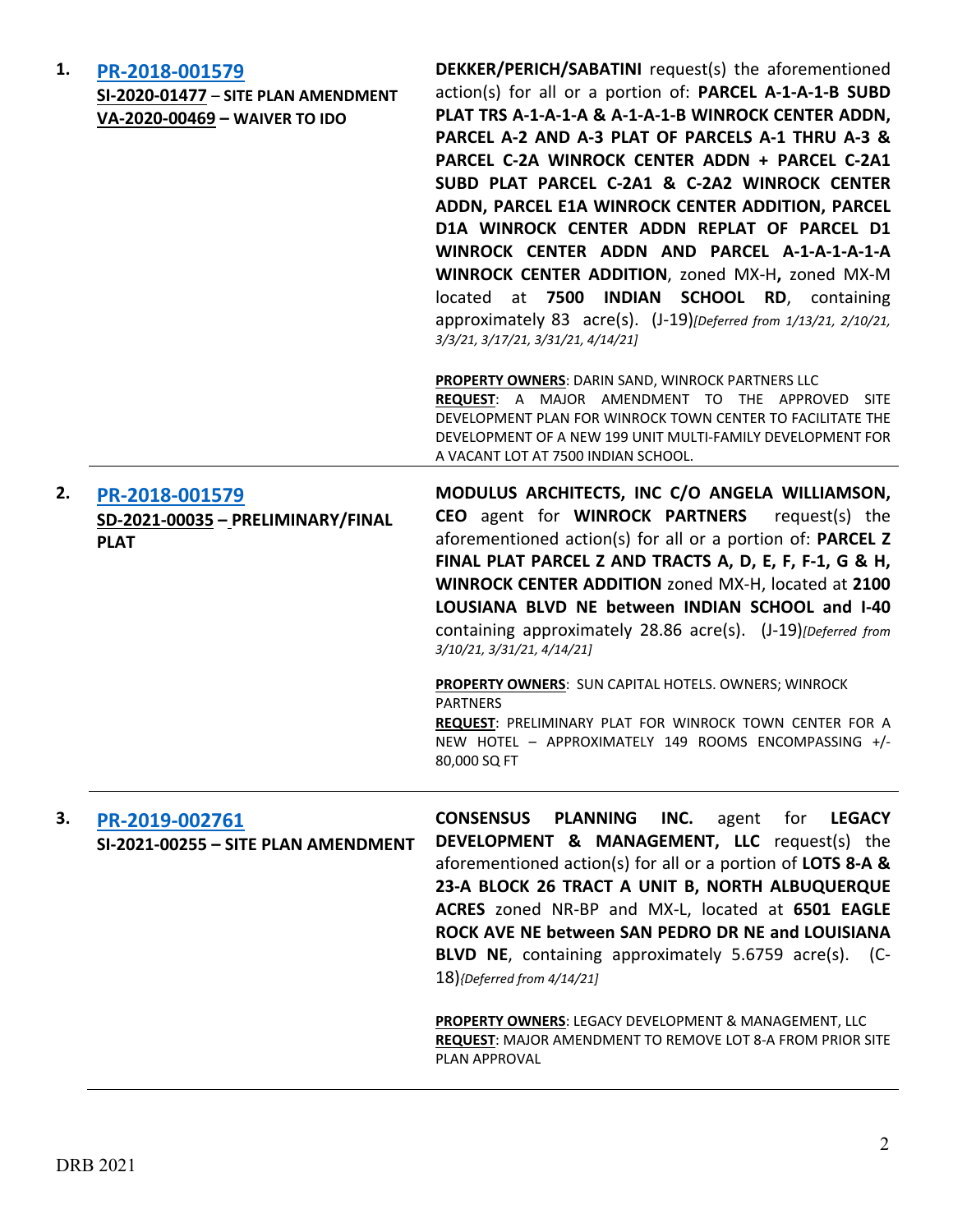1. **[PR-2018-001579](#)**
   **SI-2020-01477 – SITE PLAN AMENDMENT**
   **VA-2020-00469 – WAIVER TO IDO**

   **DEKKER/PERICH/SABATINI** request(s) the aforementioned action(s) for all or a portion of: **PARCEL A-1-A-1-B SUBD PLAT TRS A-1-A-1-A & A-1-A-1-B WINROCK CENTER ADDN, PARCEL A-2 AND A-3 PLAT OF PARCELS A-1 THRU A-3 & PARCEL C-2A WINROCK CENTER ADDN + PARCEL C-2A1 SUBD PLAT PARCEL C-2A1 & C-2A2 WINROCK CENTER ADDN, PARCEL E1A WINROCK CENTER ADDITION, PARCEL D1A WINROCK CENTER ADDN REPLAT OF PARCEL D1 WINROCK CENTER ADDN AND PARCEL A-1-A-1-A-1-A WINROCK CENTER ADDITION**, zoned MX-H**,** zoned MX-M located at **7500 INDIAN SCHOOL RD**, containing approximately 83 acre(s). (J-19)*[Deferred from 1/13/21, 2/10/21, 3/3/21, 3/17/21, 3/31/21, 4/14/21]*

   **PROPERTY OWNERS**: DARIN SAND, WINROCK PARTNERS LLC
   **REQUEST**: A MAJOR AMENDMENT TO THE APPROVED SITE DEVELOPMENT PLAN FOR WINROCK TOWN CENTER TO FACILITATE THE DEVELOPMENT OF A NEW 199 UNIT MULTI-FAMILY DEVELOPMENT FOR A VACANT LOT AT 7500 INDIAN SCHOOL.

---

2. **[PR-2018-001579](#)**
   **SD-2021-00035 – PRELIMINARY/FINAL PLAT**

   **MODULUS ARCHITECTS, INC C/O ANGELA WILLIAMSON, CEO** agent for **WINROCK PARTNERS** request(s) the aforementioned action(s) for all or a portion of: **PARCEL Z FINAL PLAT PARCEL Z AND TRACTS A, D, E, F, F-1, G & H, WINROCK CENTER ADDITION** zoned MX-H, located at **2100 LOUSIANA BLVD NE between INDIAN SCHOOL and I-40** containing approximately 28.86 acre(s). (J-19)*[Deferred from 3/10/21, 3/31/21, 4/14/21]*

   **PROPERTY OWNERS**: SUN CAPITAL HOTELS. OWNERS; WINROCK PARTNERS
   **REQUEST**: PRELIMINARY PLAT FOR WINROCK TOWN CENTER FOR A NEW HOTEL – APPROXIMATELY 149 ROOMS ENCOMPASSING +/- 80,000 SQ FT

---

3. **[PR-2019-002761](#)**
   **SI-2021-00255 – SITE PLAN AMENDMENT**

   **CONSENSUS PLANNING INC.** agent for **LEGACY DEVELOPMENT & MANAGEMENT, LLC** request(s) the aforementioned action(s) for all or a portion of **LOTS 8-A & 23-A BLOCK 26 TRACT A UNIT B, NORTH ALBUQUERQUE ACRES** zoned NR-BP and MX-L, located at **6501 EAGLE ROCK AVE NE between SAN PEDRO DR NE and LOUISIANA BLVD NE**, containing approximately 5.6759 acre(s). (C-18)*{Deferred from 4/14/21]*

   **PROPERTY OWNERS**: LEGACY DEVELOPMENT & MANAGEMENT, LLC
   **REQUEST**: MAJOR AMENDMENT TO REMOVE LOT 8-A FROM PRIOR SITE PLAN APPROVAL

---

DRB 2021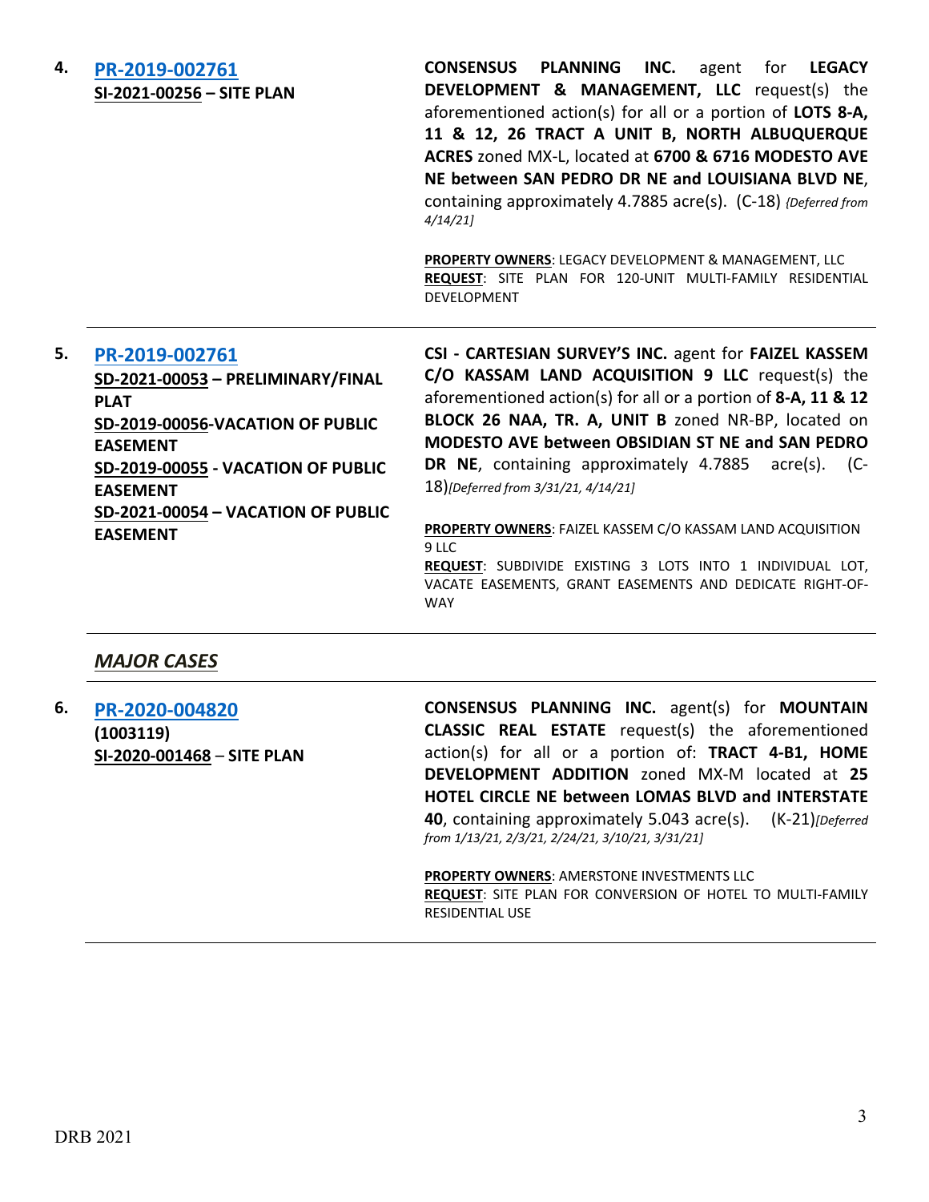4. **PR-2019-002761**
**SI-2021-00256 – SITE PLAN**

**CONSENSUS PLANNING INC.** agent for **LEGACY DEVELOPMENT & MANAGEMENT, LLC** request(s) the aforementioned action(s) for all or a portion of **LOTS 8-A, 11 & 12, 26 TRACT A UNIT B, NORTH ALBUQUERQUE ACRES** zoned MX-L, located at **6700 & 6716 MODESTO AVE NE between SAN PEDRO DR NE and LOUISIANA BLVD NE**, containing approximately 4.7885 acre(s). (C-18) *{Deferred from 4/14/21]*

**PROPERTY OWNERS**: LEGACY DEVELOPMENT & MANAGEMENT, LLC
**REQUEST**: SITE PLAN FOR 120-UNIT MULTI-FAMILY RESIDENTIAL DEVELOPMENT

---

5. **PR-2019-002761**
**SD-2021-00053 – PRELIMINARY/FINAL PLAT**
**SD-2019-00056-VACATION OF PUBLIC EASEMENT**
**SD-2019-00055 - VACATION OF PUBLIC EASEMENT**
**SD-2021-00054 – VACATION OF PUBLIC EASEMENT**

**CSI - CARTESIAN SURVEY'S INC.** agent for **FAIZEL KASSEM C/O KASSAM LAND ACQUISITION 9 LLC** request(s) the aforementioned action(s) for all or a portion of **8-A, 11 & 12 BLOCK 26 NAA, TR. A, UNIT B** zoned NR-BP, located on **MODESTO AVE between OBSIDIAN ST NE and SAN PEDRO DR NE**, containing approximately 4.7885 acre(s). (C-18)*[Deferred from 3/31/21, 4/14/21]*

**PROPERTY OWNERS**: FAIZEL KASSEM C/O KASSAM LAND ACQUISITION 9 LLC
**REQUEST**: SUBDIVIDE EXISTING 3 LOTS INTO 1 INDIVIDUAL LOT, VACATE EASEMENTS, GRANT EASEMENTS AND DEDICATE RIGHT-OF-WAY

---

## *MAJOR CASES*

---

6. **PR-2020-004820**
**(1003119)**
**SI-2020-001468 – SITE PLAN**

**CONSENSUS PLANNING INC.** agent(s) for **MOUNTAIN CLASSIC REAL ESTATE** request(s) the aforementioned action(s) for all or a portion of: **TRACT 4-B1, HOME DEVELOPMENT ADDITION** zoned MX-M located at **25 HOTEL CIRCLE NE between LOMAS BLVD and INTERSTATE 40**, containing approximately 5.043 acre(s). (K-21)*[Deferred from 1/13/21, 2/3/21, 2/24/21, 3/10/21, 3/31/21]*

**PROPERTY OWNERS**: AMERSTONE INVESTMENTS LLC
**REQUEST**: SITE PLAN FOR CONVERSION OF HOTEL TO MULTI-FAMILY RESIDENTIAL USE

---

DRB 2021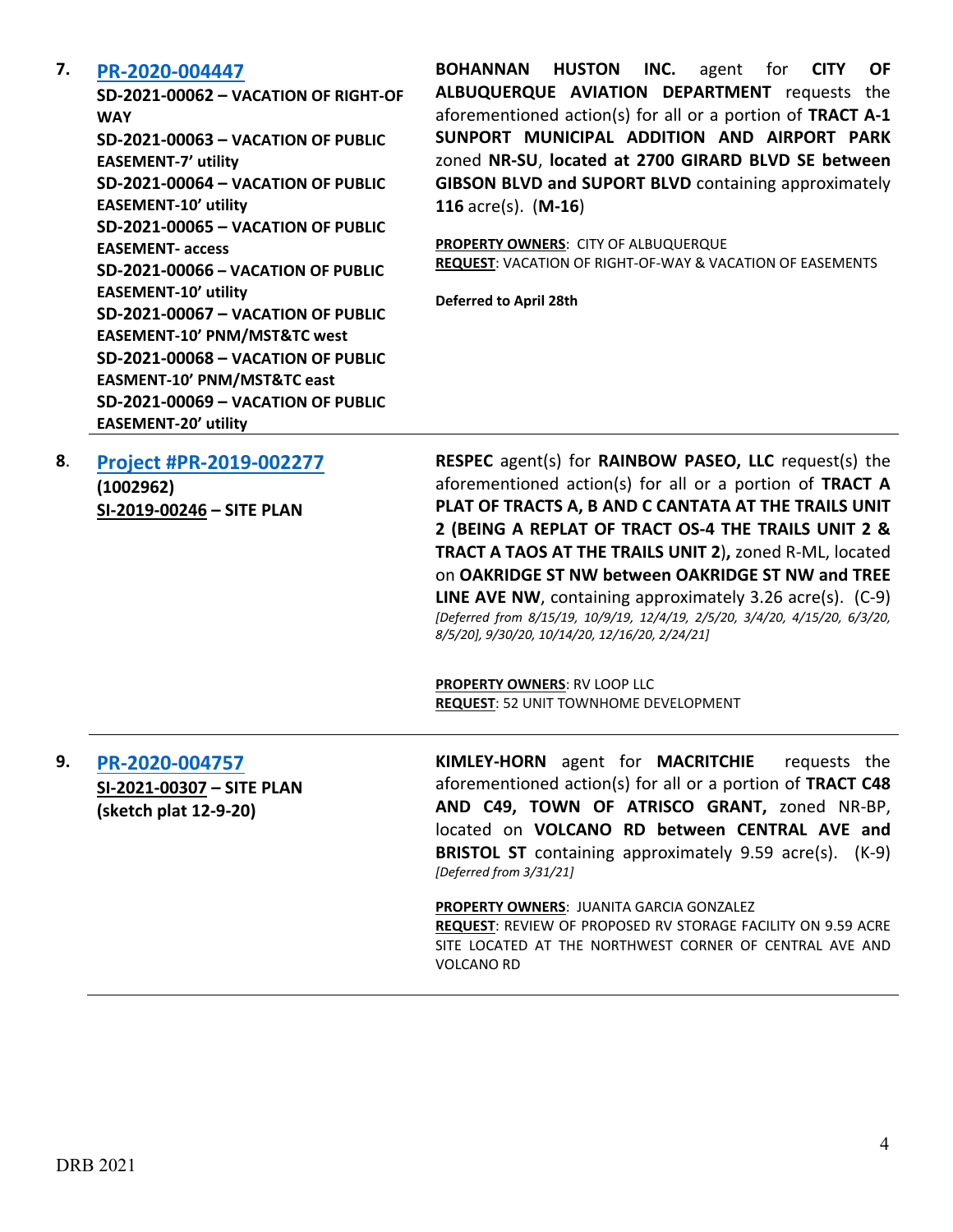**7. [PR-2020-004447](#)**

**SD-2021-00062 – VACATION OF RIGHT-OF WAY**
**SD-2021-00063 – VACATION OF PUBLIC EASEMENT-7' utility**
**SD-2021-00064 – VACATION OF PUBLIC EASEMENT-10' utility**
**SD-2021-00065 – VACATION OF PUBLIC EASEMENT- access**
**SD-2021-00066 – VACATION OF PUBLIC EASEMENT-10' utility**
**SD-2021-00067 – VACATION OF PUBLIC EASEMENT-10' PNM/MST&TC west**
**SD-2021-00068 – VACATION OF PUBLIC EASMENT-10' PNM/MST&TC east**
**SD-2021-00069 – VACATION OF PUBLIC EASEMENT-20' utility**

**BOHANNAN HUSTON INC.** agent for **CITY OF ALBUQUERQUE AVIATION DEPARTMENT** requests the aforementioned action(s) for all or a portion of **TRACT A-1 SUNPORT MUNICIPAL ADDITION AND AIRPORT PARK** zoned **NR-SU**, **located at 2700 GIRARD BLVD SE between GIBSON BLVD and SUPORT BLVD** containing approximately **116** acre(s). (**M-16**)

**PROPERTY OWNERS**: CITY OF ALBUQUERQUE
**REQUEST**: VACATION OF RIGHT-OF-WAY & VACATION OF EASEMENTS

**Deferred to April 28th**

---

**8. [Project #PR-2019-002277](#)**
**(1002962)**
**SI-2019-00246 – SITE PLAN**

**RESPEC** agent(s) for **RAINBOW PASEO, LLC** request(s) the aforementioned action(s) for all or a portion of **TRACT A PLAT OF TRACTS A, B AND C CANTATA AT THE TRAILS UNIT 2 (BEING A REPLAT OF TRACT OS-4 THE TRAILS UNIT 2 & TRACT A TAOS AT THE TRAILS UNIT 2),** zoned R-ML, located on **OAKRIDGE ST NW between OAKRIDGE ST NW and TREE LINE AVE NW**, containing approximately 3.26 acre(s). (C-9)
*[Deferred from 8/15/19, 10/9/19, 12/4/19, 2/5/20, 3/4/20, 4/15/20, 6/3/20, 8/5/20], 9/30/20, 10/14/20, 12/16/20, 2/24/21]*

**PROPERTY OWNERS**: RV LOOP LLC
**REQUEST**: 52 UNIT TOWNHOME DEVELOPMENT

---

**9. [PR-2020-004757](#)**
**SI-2021-00307 – SITE PLAN**
**(sketch plat 12-9-20)**

**KIMLEY-HORN** agent for **MACRITCHIE** requests the aforementioned action(s) for all or a portion of **TRACT C48 AND C49, TOWN OF ATRISCO GRANT,** zoned NR-BP, located on **VOLCANO RD between CENTRAL AVE and BRISTOL ST** containing approximately 9.59 acre(s). (K-9)
*[Deferred from 3/31/21]*

**PROPERTY OWNERS**: JUANITA GARCIA GONZALEZ
**REQUEST**: REVIEW OF PROPOSED RV STORAGE FACILITY ON 9.59 ACRE SITE LOCATED AT THE NORTHWEST CORNER OF CENTRAL AVE AND VOLCANO RD

---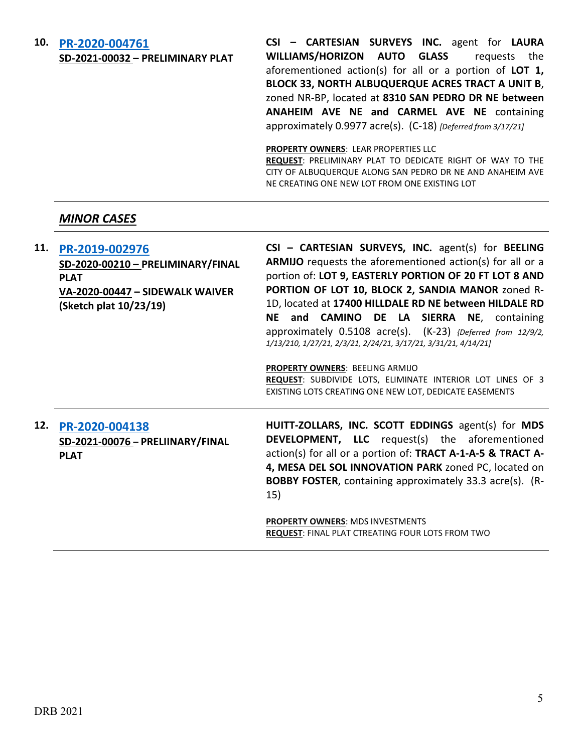10. **PR-2020-004761**
**SD-2021-00032 – PRELIMINARY PLAT**

**CSI – CARTESIAN SURVEYS INC.** agent for **LAURA WILLIAMS/HORIZON AUTO GLASS** requests the aforementioned action(s) for all or a portion of **LOT 1, BLOCK 33, NORTH ALBUQUERQUE ACRES TRACT A UNIT B**, zoned NR-BP, located at **8310 SAN PEDRO DR NE between ANAHEIM AVE NE and CARMEL AVE NE** containing approximately 0.9977 acre(s). (C-18) *[Deferred from 3/17/21]*

**PROPERTY OWNERS**: LEAR PROPERTIES LLC
**REQUEST**: PRELIMINARY PLAT TO DEDICATE RIGHT OF WAY TO THE CITY OF ALBUQUERQUE ALONG SAN PEDRO DR NE AND ANAHEIM AVE NE CREATING ONE NEW LOT FROM ONE EXISTING LOT

---

## *MINOR CASES*

---

11. **PR-2019-002976**
**SD-2020-00210 – PRELIMINARY/FINAL PLAT**
**VA-2020-00447 – SIDEWALK WAIVER**
**(Sketch plat 10/23/19)**

**CSI – CARTESIAN SURVEYS, INC.** agent(s) for **BEELING ARMIJO** requests the aforementioned action(s) for all or a portion of: **LOT 9, EASTERLY PORTION OF 20 FT LOT 8 AND PORTION OF LOT 10, BLOCK 2, SANDIA MANOR** zoned R-1D, located at **17400 HILLDALE RD NE between HILDALE RD NE and CAMINO DE LA SIERRA NE**, containing approximately 0.5108 acre(s). (K-23) *{Deferred from 12/9/2, 1/13/210, 1/27/21, 2/3/21, 2/24/21, 3/17/21, 3/31/21, 4/14/21]*

**PROPERTY OWNERS**: BEELING ARMIJO
**REQUEST**: SUBDIVIDE LOTS, ELIMINATE INTERIOR LOT LINES OF 3 EXISTING LOTS CREATING ONE NEW LOT, DEDICATE EASEMENTS

---

12. **PR-2020-004138**
**SD-2021-00076 – PRELIINARY/FINAL PLAT**

**HUITT-ZOLLARS, INC. SCOTT EDDINGS** agent(s) for **MDS DEVELOPMENT, LLC** request(s) the aforementioned action(s) for all or a portion of: **TRACT A-1-A-5 & TRACT A-4, MESA DEL SOL INNOVATION PARK** zoned PC, located on **BOBBY FOSTER**, containing approximately 33.3 acre(s). (R-15)

**PROPERTY OWNERS**: MDS INVESTMENTS
**REQUEST**: FINAL PLAT CTREATING FOUR LOTS FROM TWO

---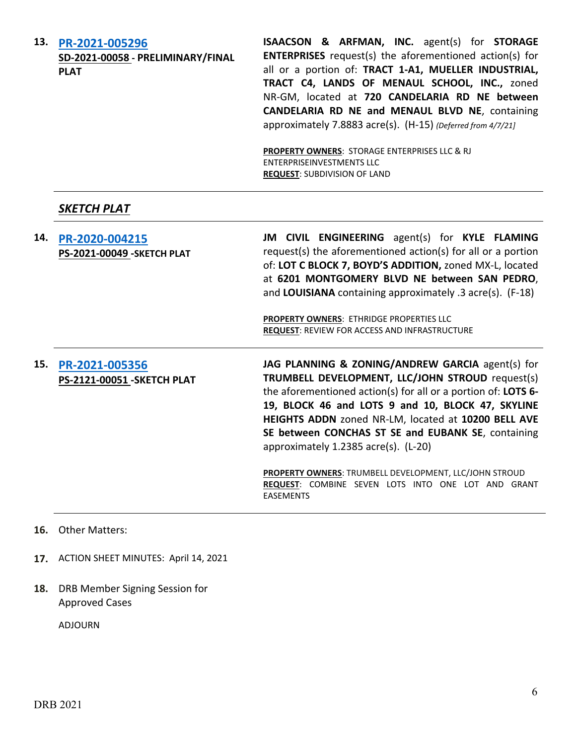**13.** **PR-2021-005296**
**SD-2021-00058 - PRELIMINARY/FINAL PLAT**

**ISAACSON & ARFMAN, INC.** agent(s) for **STORAGE ENTERPRISES** request(s) the aforementioned action(s) for all or a portion of: **TRACT 1-A1, MUELLER INDUSTRIAL, TRACT C4, LANDS OF MENAUL SCHOOL, INC.,** zoned NR-GM, located at **720 CANDELARIA RD NE between CANDELARIA RD NE and MENAUL BLVD NE**, containing approximately 7.8883 acre(s). (H-15) *[Deferred from 4/7/21]*

**PROPERTY OWNERS**: STORAGE ENTERPRISES LLC & RJ ENTERPRISEINVESTMENTS LLC
**REQUEST**: SUBDIVISION OF LAND

---

## *SKETCH PLAT*

---

**14.** **PR-2020-004215**
**PS-2021-00049 -SKETCH PLAT**

**JM CIVIL ENGINEERING** agent(s) for **KYLE FLAMING** request(s) the aforementioned action(s) for all or a portion of: **LOT C BLOCK 7, BOYD'S ADDITION,** zoned MX-L, located at **6201 MONTGOMERY BLVD NE between SAN PEDRO**, and **LOUISIANA** containing approximately .3 acre(s). (F-18)

**PROPERTY OWNERS**: ETHRIDGE PROPERTIES LLC
**REQUEST**: REVIEW FOR ACCESS AND INFRASTRUCTURE

---

**15.** **PR-2021-005356**
**PS-2121-00051 -SKETCH PLAT**

**JAG PLANNING & ZONING/ANDREW GARCIA** agent(s) for **TRUMBELL DEVELOPMENT, LLC/JOHN STROUD** request(s) the aforementioned action(s) for all or a portion of: **LOTS 6-19, BLOCK 46 and LOTS 9 and 10, BLOCK 47, SKYLINE HEIGHTS ADDN** zoned NR-LM, located at **10200 BELL AVE SE between CONCHAS ST SE and EUBANK SE**, containing approximately 1.2385 acre(s). (L-20)

**PROPERTY OWNERS**: TRUMBELL DEVELOPMENT, LLC/JOHN STROUD
**REQUEST**: COMBINE SEVEN LOTS INTO ONE LOT AND GRANT EASEMENTS

---

**16.** Other Matters:

**17.** ACTION SHEET MINUTES: April 14, 2021

**18.** DRB Member Signing Session for Approved Cases

ADJOURN